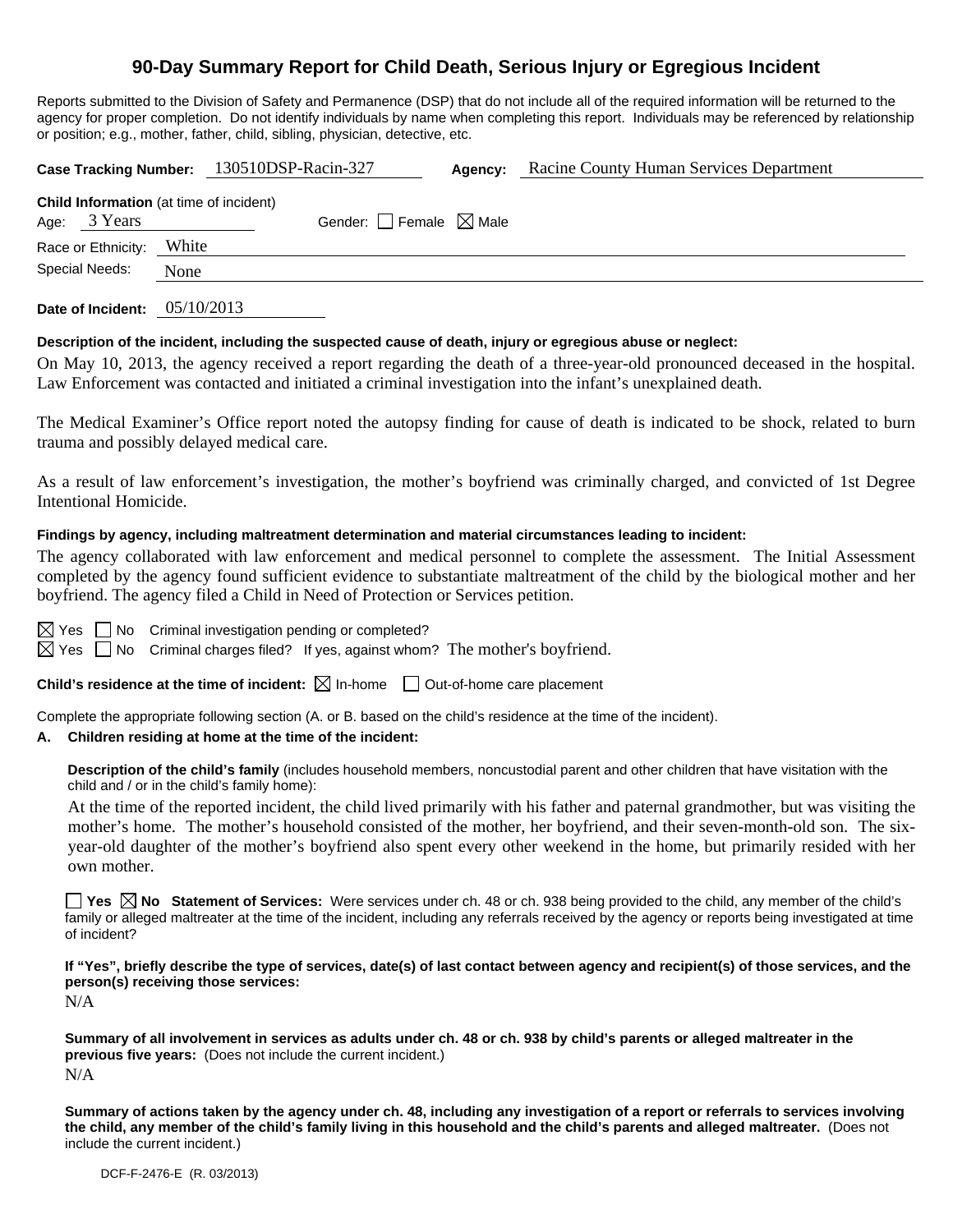# 90-Day Summary Report for Child Death, Serious Injury or Egregious Incident

Reports submitted to the Division of Safety and Permanence (DSP) that do not include all of the required information will be returned to the agency for proper completion. Do not identify individuals by name when completing this report. Individuals may be referenced by relationship or position; e.g., mother, father, child, sibling, physician, detective, etc.

**Case Tracking Number:** 130510DSP-Racin-327 **Agency:** Racine County Human Services Department

**Child Information** (at time of incident)

Age: 3 Years Gender: ☐ Female ☒ Male

Race or Ethnicity: White

Special Needs: None

**Date of Incident:** 05/10/2013

**Description of the incident, including the suspected cause of death, injury or egregious abuse or neglect:**

On May 10, 2013, the agency received a report regarding the death of a three-year-old pronounced deceased in the hospital. Law Enforcement was contacted and initiated a criminal investigation into the infant's unexplained death.

The Medical Examiner's Office report noted the autopsy finding for cause of death is indicated to be shock, related to burn trauma and possibly delayed medical care.

As a result of law enforcement's investigation, the mother's boyfriend was criminally charged, and convicted of 1st Degree Intentional Homicide.

**Findings by agency, including maltreatment determination and material circumstances leading to incident:**

The agency collaborated with law enforcement and medical personnel to complete the assessment. The Initial Assessment completed by the agency found sufficient evidence to substantiate maltreatment of the child by the biological mother and her boyfriend. The agency filed a Child in Need of Protection or Services petition.

☒ Yes ☐ No Criminal investigation pending or completed?

☒ Yes ☐ No Criminal charges filed? If yes, against whom? The mother's boyfriend.

**Child's residence at the time of incident:** ☒ In-home ☐ Out-of-home care placement

Complete the appropriate following section (A. or B. based on the child's residence at the time of the incident).

**A. Children residing at home at the time of the incident:**

**Description of the child's family** (includes household members, noncustodial parent and other children that have visitation with the child and / or in the child's family home):

At the time of the reported incident, the child lived primarily with his father and paternal grandmother, but was visiting the mother's home. The mother's household consisted of the mother, her boyfriend, and their seven-month-old son. The six-year-old daughter of the mother's boyfriend also spent every other weekend in the home, but primarily resided with her own mother.

☐ **Yes** ☒ **No Statement of Services:** Were services under ch. 48 or ch. 938 being provided to the child, any member of the child's family or alleged maltreater at the time of the incident, including any referrals received by the agency or reports being investigated at time of incident?

**If "Yes", briefly describe the type of services, date(s) of last contact between agency and recipient(s) of those services, and the person(s) receiving those services:**

N/A

**Summary of all involvement in services as adults under ch. 48 or ch. 938 by child's parents or alleged maltreater in the previous five years:** (Does not include the current incident.)

N/A

**Summary of actions taken by the agency under ch. 48, including any investigation of a report or referrals to services involving the child, any member of the child's family living in this household and the child's parents and alleged maltreater.** (Does not include the current incident.)

DCF-F-2476-E (R. 03/2013)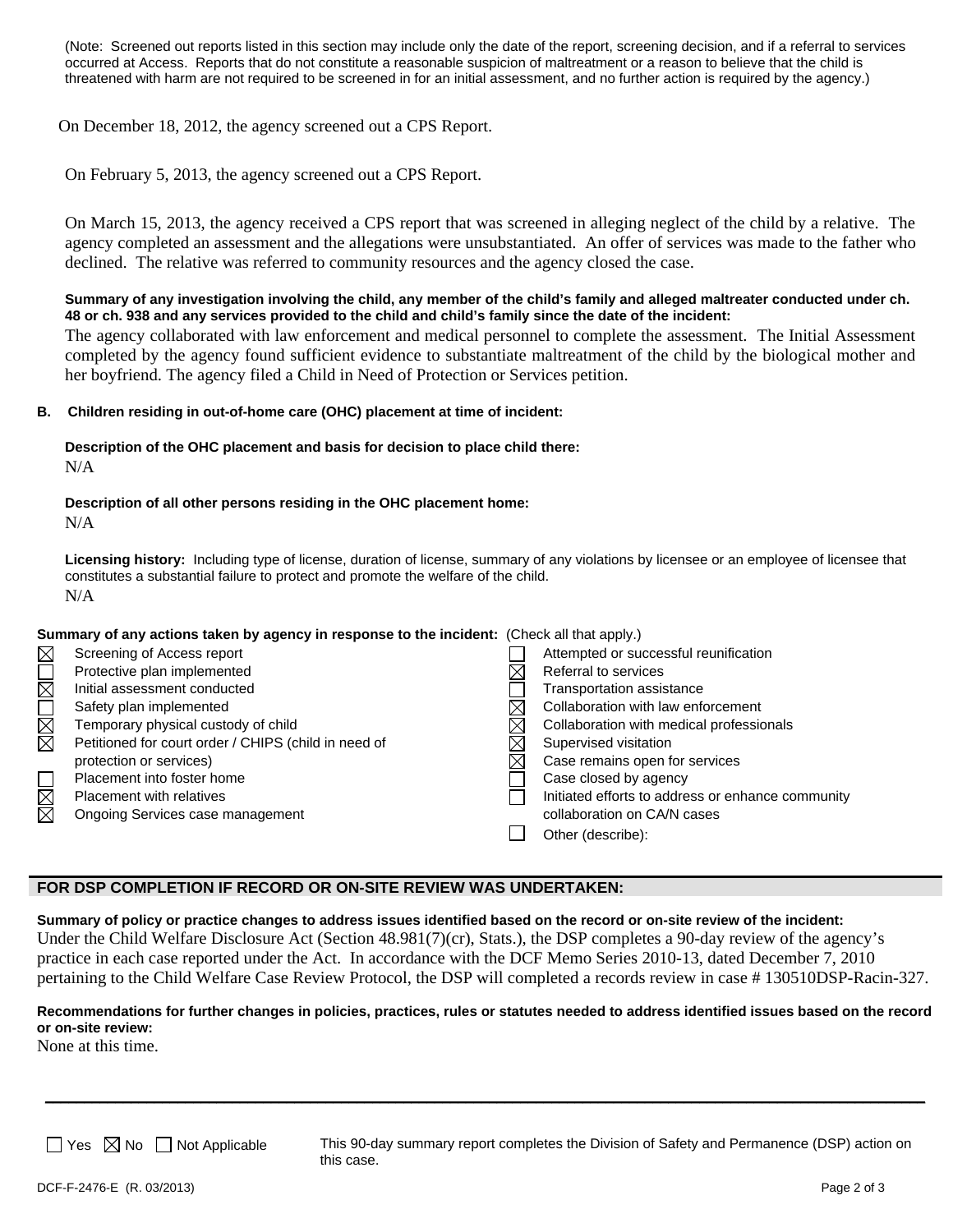(Note: Screened out reports listed in this section may include only the date of the report, screening decision, and if a referral to services occurred at Access. Reports that do not constitute a reasonable suspicion of maltreatment or a reason to believe that the child is threatened with harm are not required to be screened in for an initial assessment, and no further action is required by the agency.)

On December 18, 2012, the agency screened out a CPS Report.

On February 5, 2013, the agency screened out a CPS Report.

On March 15, 2013, the agency received a CPS report that was screened in alleging neglect of the child by a relative. The agency completed an assessment and the allegations were unsubstantiated. An offer of services was made to the father who declined. The relative was referred to community resources and the agency closed the case.

**Summary of any investigation involving the child, any member of the child's family and alleged maltreater conducted under ch. 48 or ch. 938 and any services provided to the child and child's family since the date of the incident:**

The agency collaborated with law enforcement and medical personnel to complete the assessment. The Initial Assessment completed by the agency found sufficient evidence to substantiate maltreatment of the child by the biological mother and her boyfriend. The agency filed a Child in Need of Protection or Services petition.

**B. Children residing in out-of-home care (OHC) placement at time of incident:**

**Description of the OHC placement and basis for decision to place child there:**

N/A

**Description of all other persons residing in the OHC placement home:**

N/A

**Licensing history:** Including type of license, duration of license, summary of any violations by licensee or an employee of licensee that constitutes a substantial failure to protect and promote the welfare of the child.

N/A

**Summary of any actions taken by agency in response to the incident:** (Check all that apply.)

- ☒ Screening of Access report
- ☐ Protective plan implemented
- ☒ Initial assessment conducted
- ☐ Safety plan implemented
- ☒ Temporary physical custody of child
- ☒ Petitioned for court order / CHIPS (child in need of protection or services)
- ☐ Placement into foster home
- ☒ Placement with relatives
- ☒ Ongoing Services case management
- ☐ Attempted or successful reunification
- ☒ Referral to services
- ☐ Transportation assistance
- ☒ Collaboration with law enforcement
- ☒ Collaboration with medical professionals
- ☒ Supervised visitation
- ☒ Case remains open for services
- ☐ Case closed by agency
- ☐ Initiated efforts to address or enhance community collaboration on CA/N cases
- ☐ Other (describe):

## FOR DSP COMPLETION IF RECORD OR ON-SITE REVIEW WAS UNDERTAKEN:

**Summary of policy or practice changes to address issues identified based on the record or on-site review of the incident:**

Under the Child Welfare Disclosure Act (Section 48.981(7)(cr), Stats.), the DSP completes a 90-day review of the agency's practice in each case reported under the Act. In accordance with the DCF Memo Series 2010-13, dated December 7, 2010 pertaining to the Child Welfare Case Review Protocol, the DSP will completed a records review in case # 130510DSP-Racin-327.

**Recommendations for further changes in policies, practices, rules or statutes needed to address identified issues based on the record or on-site review:**

None at this time.

☐ Yes ☒ No ☐ Not Applicable — This 90-day summary report completes the Division of Safety and Permanence (DSP) action on this case.

DCF-F-2476-E (R. 03/2013)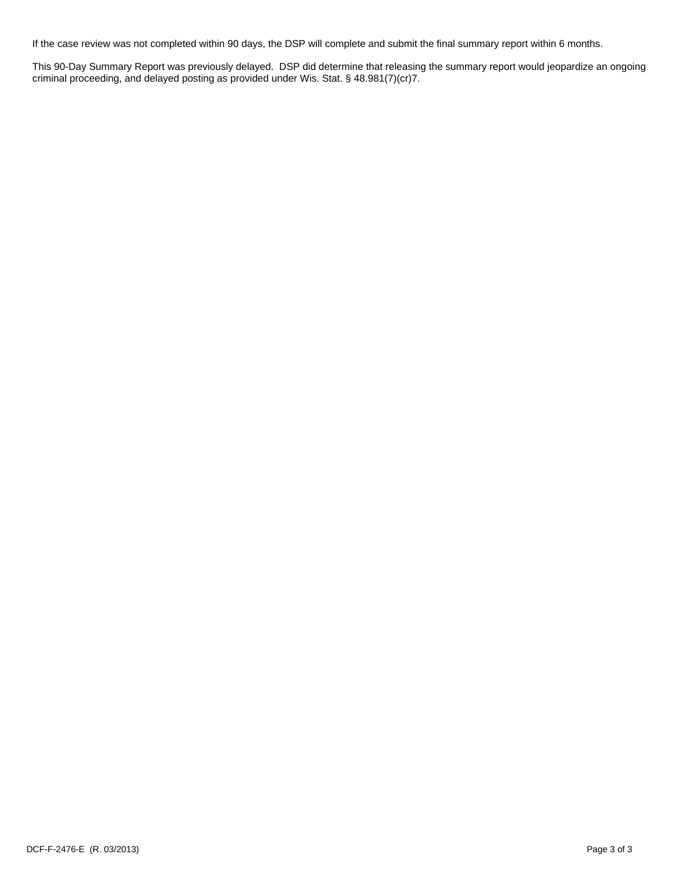If the case review was not completed within 90 days, the DSP will complete and submit the final summary report within 6 months.

This 90-Day Summary Report was previously delayed. DSP did determine that releasing the summary report would jeopardize an ongoing criminal proceeding, and delayed posting as provided under Wis. Stat. § 48.981(7)(cr)7.